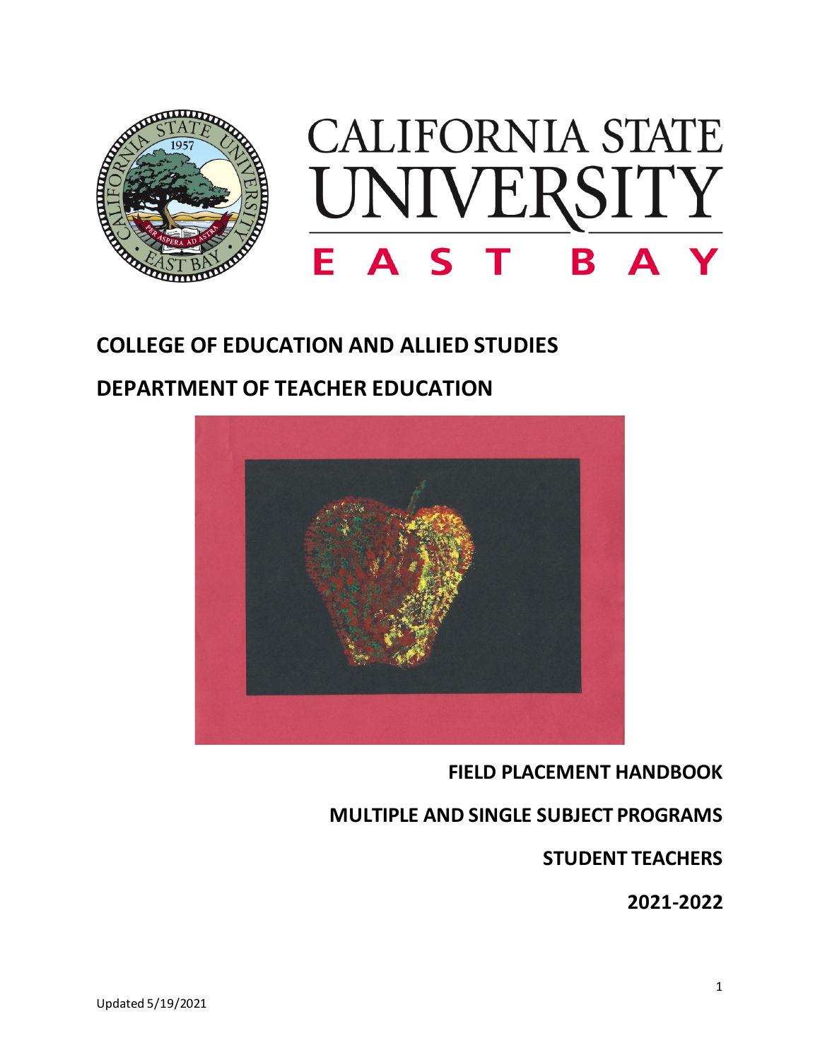# CALIFORNIA STATE UNIVERSITY EAST BAY

## COLLEGE OF EDUCATION AND ALLIED STUDIES

## DEPARTMENT OF TEACHER EDUCATION

**FIELD PLACEMENT HANDBOOK**

**MULTIPLE AND SINGLE SUBJECT PROGRAMS**

**STUDENT TEACHERS**

**2021-2022**

Updated 5/19/2021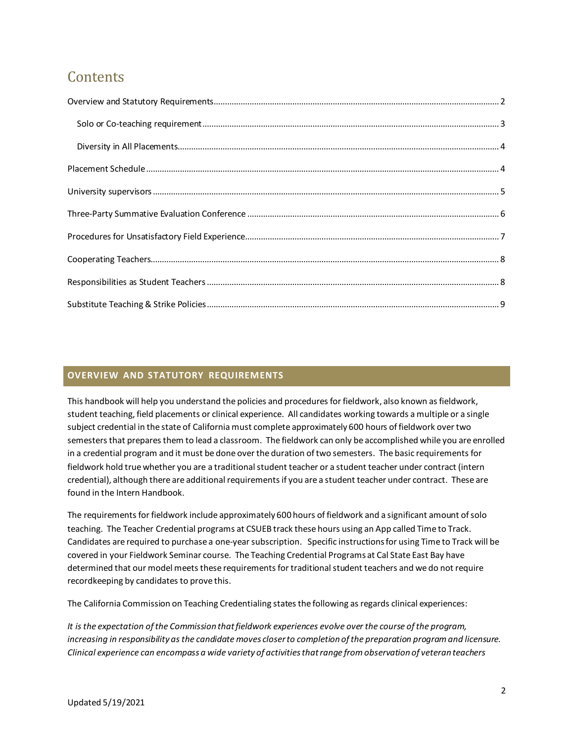# Contents

Overview and Statutory Requirements ........ 2

- Solo or Co-teaching requirement ........ 3
- Diversity in All Placements ........ 4

Placement Schedule ........ 4

University supervisors ........ 5

Three-Party Summative Evaluation Conference ........ 6

Procedures for Unsatisfactory Field Experience ........ 7

Cooperating Teachers ........ 8

Responsibilities as Student Teachers ........ 8

Substitute Teaching & Strike Policies ........ 9

## OVERVIEW AND STATUTORY REQUIREMENTS

This handbook will help you understand the policies and procedures for fieldwork, also known as fieldwork, student teaching, field placements or clinical experience. All candidates working towards a multiple or a single subject credential in the state of California must complete approximately 600 hours of fieldwork over two semesters that prepares them to lead a classroom. The fieldwork can only be accomplished while you are enrolled in a credential program and it must be done over the duration of two semesters. The basic requirements for fieldwork hold true whether you are a traditional student teacher or a student teacher under contract (intern credential), although there are additional requirements if you are a student teacher under contract. These are found in the Intern Handbook.

The requirements for fieldwork include approximately 600 hours of fieldwork and a significant amount of solo teaching. The Teacher Credential programs at CSUEB track these hours using an App called Time to Track. Candidates are required to purchase a one-year subscription. Specific instructions for using Time to Track will be covered in your Fieldwork Seminar course. The Teaching Credential Programs at Cal State East Bay have determined that our model meets these requirements for traditional student teachers and we do not require recordkeeping by candidates to prove this.

The California Commission on Teaching Credentialing states the following as regards clinical experiences:

*It is the expectation of the Commission that fieldwork experiences evolve over the course of the program, increasing in responsibility as the candidate moves closer to completion of the preparation program and licensure. Clinical experience can encompass a wide variety of activities that range from observation of veteran teachers*

Updated 5/19/2021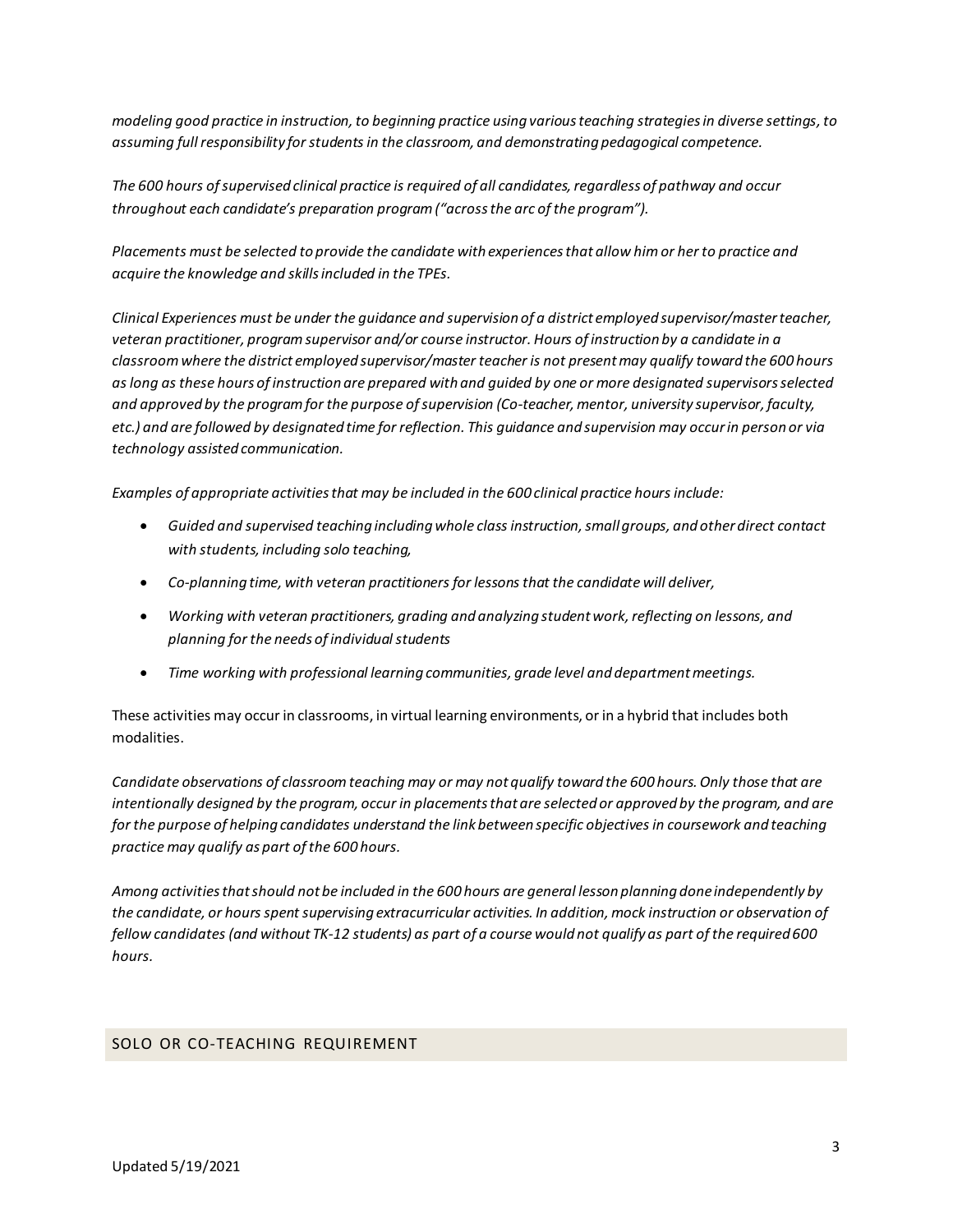*modeling good practice in instruction, to beginning practice using various teaching strategies in diverse settings, to assuming full responsibility for students in the classroom, and demonstrating pedagogical competence.*

*The 600 hours of supervised clinical practice is required of all candidates, regardless of pathway and occur throughout each candidate's preparation program ("across the arc of the program").*

*Placements must be selected to provide the candidate with experiences that allow him or her to practice and acquire the knowledge and skills included in the TPEs.*

*Clinical Experiences must be under the guidance and supervision of a district employed supervisor/master teacher, veteran practitioner, program supervisor and/or course instructor. Hours of instruction by a candidate in a classroom where the district employed supervisor/master teacher is not present may qualify toward the 600 hours as long as these hours of instruction are prepared with and guided by one or more designated supervisors selected and approved by the program for the purpose of supervision (Co-teacher, mentor, university supervisor, faculty, etc.) and are followed by designated time for reflection. This guidance and supervision may occur in person or via technology assisted communication.*

*Examples of appropriate activities that may be included in the 600 clinical practice hours include:*

- *Guided and supervised teaching including whole class instruction, small groups, and other direct contact with students, including solo teaching,*
- *Co-planning time, with veteran practitioners for lessons that the candidate will deliver,*
- *Working with veteran practitioners, grading and analyzing student work, reflecting on lessons, and planning for the needs of individual students*
- *Time working with professional learning communities, grade level and department meetings.*

These activities may occur in classrooms, in virtual learning environments, or in a hybrid that includes both modalities.

*Candidate observations of classroom teaching may or may not qualify toward the 600 hours. Only those that are intentionally designed by the program, occur in placements that are selected or approved by the program, and are for the purpose of helping candidates understand the link between specific objectives in coursework and teaching practice may qualify as part of the 600 hours.*

*Among activities that should not be included in the 600 hours are general lesson planning done independently by the candidate, or hours spent supervising extracurricular activities. In addition, mock instruction or observation of fellow candidates (and without TK-12 students) as part of a course would not qualify as part of the required 600 hours.*

## SOLO OR CO-TEACHING REQUIREMENT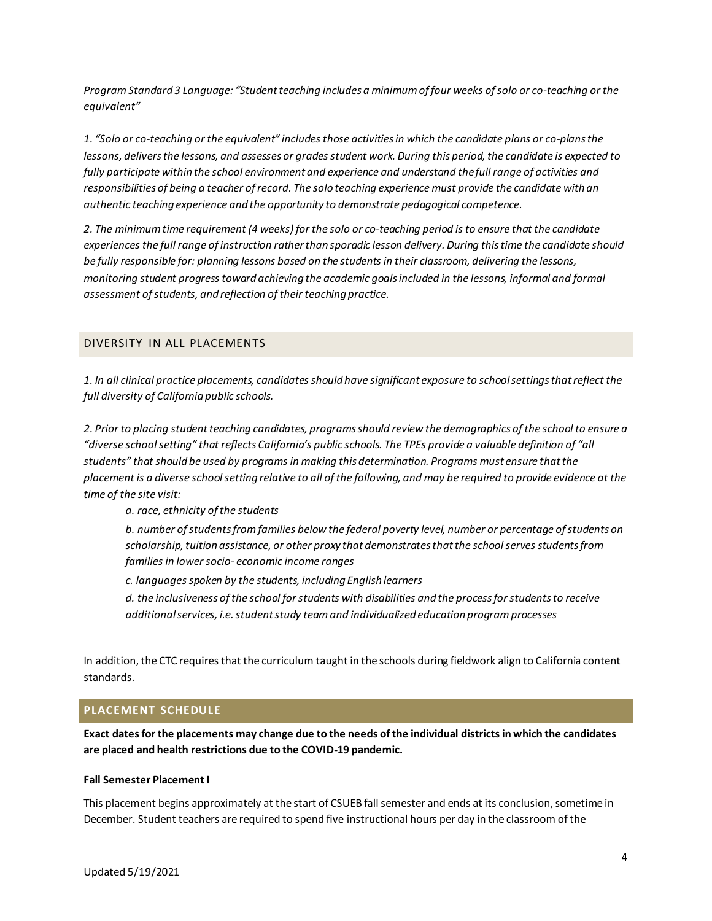*Program Standard 3 Language: "Student teaching includes a minimum of four weeks of solo or co-teaching or the equivalent"*

*1. "Solo or co-teaching or the equivalent" includes those activities in which the candidate plans or co-plans the lessons, delivers the lessons, and assesses or grades student work. During this period, the candidate is expected to fully participate within the school environment and experience and understand the full range of activities and responsibilities of being a teacher of record. The solo teaching experience must provide the candidate with an authentic teaching experience and the opportunity to demonstrate pedagogical competence.*

*2. The minimum time requirement (4 weeks) for the solo or co-teaching period is to ensure that the candidate experiences the full range of instruction rather than sporadic lesson delivery. During this time the candidate should be fully responsible for: planning lessons based on the students in their classroom, delivering the lessons, monitoring student progress toward achieving the academic goals included in the lessons, informal and formal assessment of students, and reflection of their teaching practice.*

## DIVERSITY IN ALL PLACEMENTS

*1. In all clinical practice placements, candidates should have significant exposure to school settings that reflect the full diversity of California public schools.*

*2. Prior to placing student teaching candidates, programs should review the demographics of the school to ensure a "diverse school setting" that reflects California's public schools. The TPEs provide a valuable definition of "all students" that should be used by programs in making this determination. Programs must ensure that the placement is a diverse school setting relative to all of the following, and may be required to provide evidence at the time of the site visit:*

> *a. race, ethnicity of the students*
>
> *b. number of students from families below the federal poverty level, number or percentage of students on scholarship, tuition assistance, or other proxy that demonstrates that the school serves students from families in lower socio- economic income ranges*
>
> *c. languages spoken by the students, including English learners*
>
> *d. the inclusiveness of the school for students with disabilities and the process for students to receive additional services, i.e. student study team and individualized education program processes*

In addition, the CTC requires that the curriculum taught in the schools during fieldwork align to California content standards.

## PLACEMENT SCHEDULE

**Exact dates for the placements may change due to the needs of the individual districts in which the candidates are placed and health restrictions due to the COVID-19 pandemic.**

#### Fall Semester Placement I

This placement begins approximately at the start of CSUEB fall semester and ends at its conclusion, sometime in December. Student teachers are required to spend five instructional hours per day in the classroom of the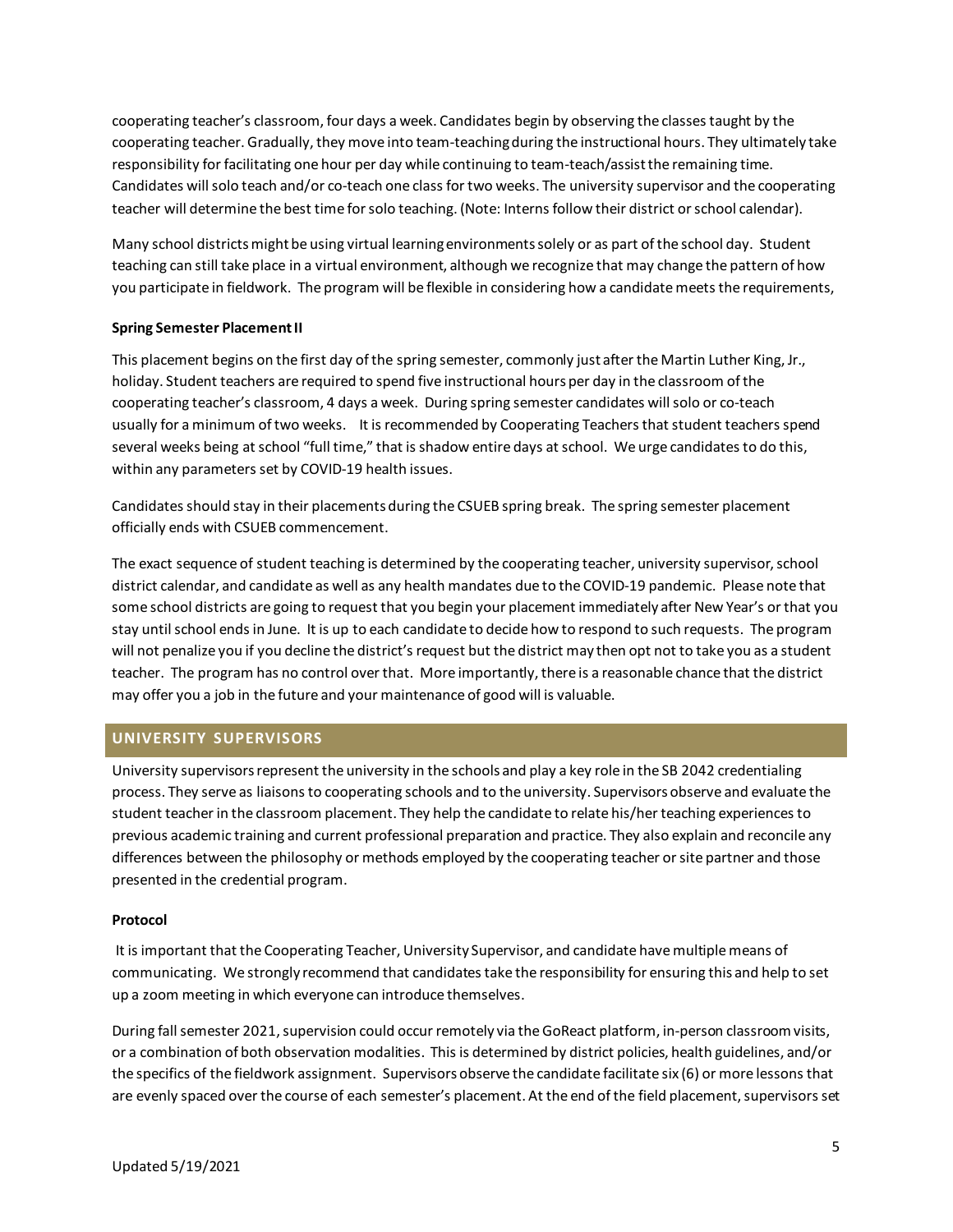cooperating teacher's classroom, four days a week. Candidates begin by observing the classes taught by the cooperating teacher. Gradually, they move into team-teaching during the instructional hours. They ultimately take responsibility for facilitating one hour per day while continuing to team-teach/assist the remaining time. Candidates will solo teach and/or co-teach one class for two weeks. The university supervisor and the cooperating teacher will determine the best time for solo teaching. (Note: Interns follow their district or school calendar).

Many school districts might be using virtual learning environments solely or as part of the school day. Student teaching can still take place in a virtual environment, although we recognize that may change the pattern of how you participate in fieldwork. The program will be flexible in considering how a candidate meets the requirements,

**Spring Semester Placement II**

This placement begins on the first day of the spring semester, commonly just after the Martin Luther King, Jr., holiday. Student teachers are required to spend five instructional hours per day in the classroom of the cooperating teacher's classroom, 4 days a week. During spring semester candidates will solo or co-teach usually for a minimum of two weeks. It is recommended by Cooperating Teachers that student teachers spend several weeks being at school "full time," that is shadow entire days at school. We urge candidates to do this, within any parameters set by COVID-19 health issues.

Candidates should stay in their placements during the CSUEB spring break. The spring semester placement officially ends with CSUEB commencement.

The exact sequence of student teaching is determined by the cooperating teacher, university supervisor, school district calendar, and candidate as well as any health mandates due to the COVID-19 pandemic. Please note that some school districts are going to request that you begin your placement immediately after New Year's or that you stay until school ends in June. It is up to each candidate to decide how to respond to such requests. The program will not penalize you if you decline the district's request but the district may then opt not to take you as a student teacher. The program has no control over that. More importantly, there is a reasonable chance that the district may offer you a job in the future and your maintenance of good will is valuable.

## UNIVERSITY SUPERVISORS

University supervisors represent the university in the schools and play a key role in the SB 2042 credentialing process. They serve as liaisons to cooperating schools and to the university. Supervisors observe and evaluate the student teacher in the classroom placement. They help the candidate to relate his/her teaching experiences to previous academic training and current professional preparation and practice. They also explain and reconcile any differences between the philosophy or methods employed by the cooperating teacher or site partner and those presented in the credential program.

**Protocol**

It is important that the Cooperating Teacher, University Supervisor, and candidate have multiple means of communicating. We strongly recommend that candidates take the responsibility for ensuring this and help to set up a zoom meeting in which everyone can introduce themselves.

During fall semester 2021, supervision could occur remotely via the GoReact platform, in-person classroom visits, or a combination of both observation modalities. This is determined by district policies, health guidelines, and/or the specifics of the fieldwork assignment. Supervisors observe the candidate facilitate six (6) or more lessons that are evenly spaced over the course of each semester's placement. At the end of the field placement, supervisors set

Updated 5/19/2021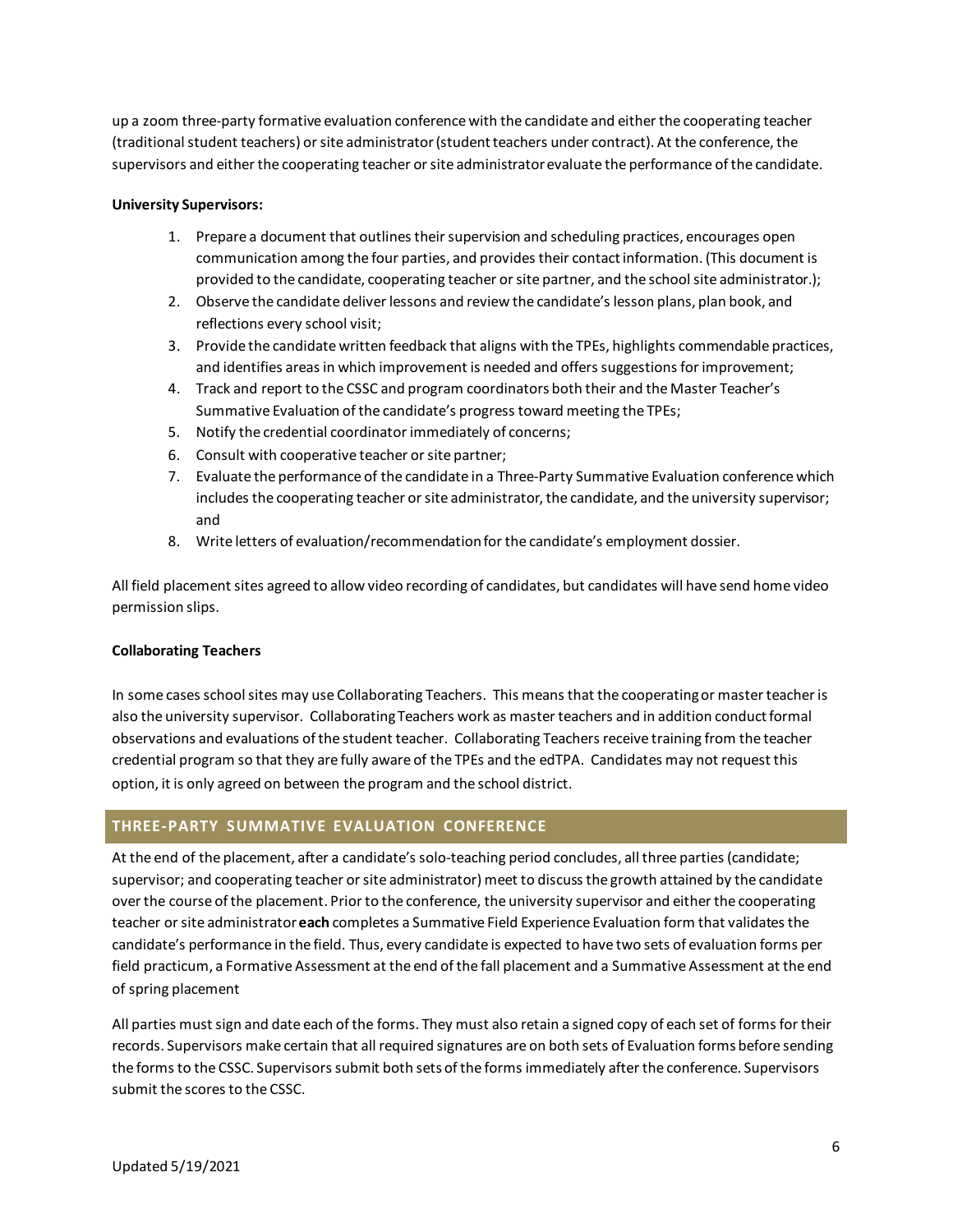up a zoom three-party formative evaluation conference with the candidate and either the cooperating teacher (traditional student teachers) or site administrator (student teachers under contract). At the conference, the supervisors and either the cooperating teacher or site administrator evaluate the performance of the candidate.

**University Supervisors:**

1. Prepare a document that outlines their supervision and scheduling practices, encourages open communication among the four parties, and provides their contact information. (This document is provided to the candidate, cooperating teacher or site partner, and the school site administrator.);
2. Observe the candidate deliver lessons and review the candidate's lesson plans, plan book, and reflections every school visit;
3. Provide the candidate written feedback that aligns with the TPEs, highlights commendable practices, and identifies areas in which improvement is needed and offers suggestions for improvement;
4. Track and report to the CSSC and program coordinators both their and the Master Teacher's Summative Evaluation of the candidate's progress toward meeting the TPEs;
5. Notify the credential coordinator immediately of concerns;
6. Consult with cooperative teacher or site partner;
7. Evaluate the performance of the candidate in a Three-Party Summative Evaluation conference which includes the cooperating teacher or site administrator, the candidate, and the university supervisor; and
8. Write letters of evaluation/recommendation for the candidate's employment dossier.

All field placement sites agreed to allow video recording of candidates, but candidates will have send home video permission slips.

**Collaborating Teachers**

In some cases school sites may use Collaborating Teachers. This means that the cooperating or master teacher is also the university supervisor. Collaborating Teachers work as master teachers and in addition conduct formal observations and evaluations of the student teacher. Collaborating Teachers receive training from the teacher credential program so that they are fully aware of the TPEs and the edTPA. Candidates may not request this option, it is only agreed on between the program and the school district.

## THREE-PARTY SUMMATIVE EVALUATION CONFERENCE

At the end of the placement, after a candidate's solo-teaching period concludes, all three parties (candidate; supervisor; and cooperating teacher or site administrator) meet to discuss the growth attained by the candidate over the course of the placement. Prior to the conference, the university supervisor and either the cooperating teacher or site administrator **each** completes a Summative Field Experience Evaluation form that validates the candidate's performance in the field. Thus, every candidate is expected to have two sets of evaluation forms per field practicum, a Formative Assessment at the end of the fall placement and a Summative Assessment at the end of spring placement

All parties must sign and date each of the forms. They must also retain a signed copy of each set of forms for their records. Supervisors make certain that all required signatures are on both sets of Evaluation forms before sending the forms to the CSSC. Supervisors submit both sets of the forms immediately after the conference. Supervisors submit the scores to the CSSC.

Updated 5/19/2021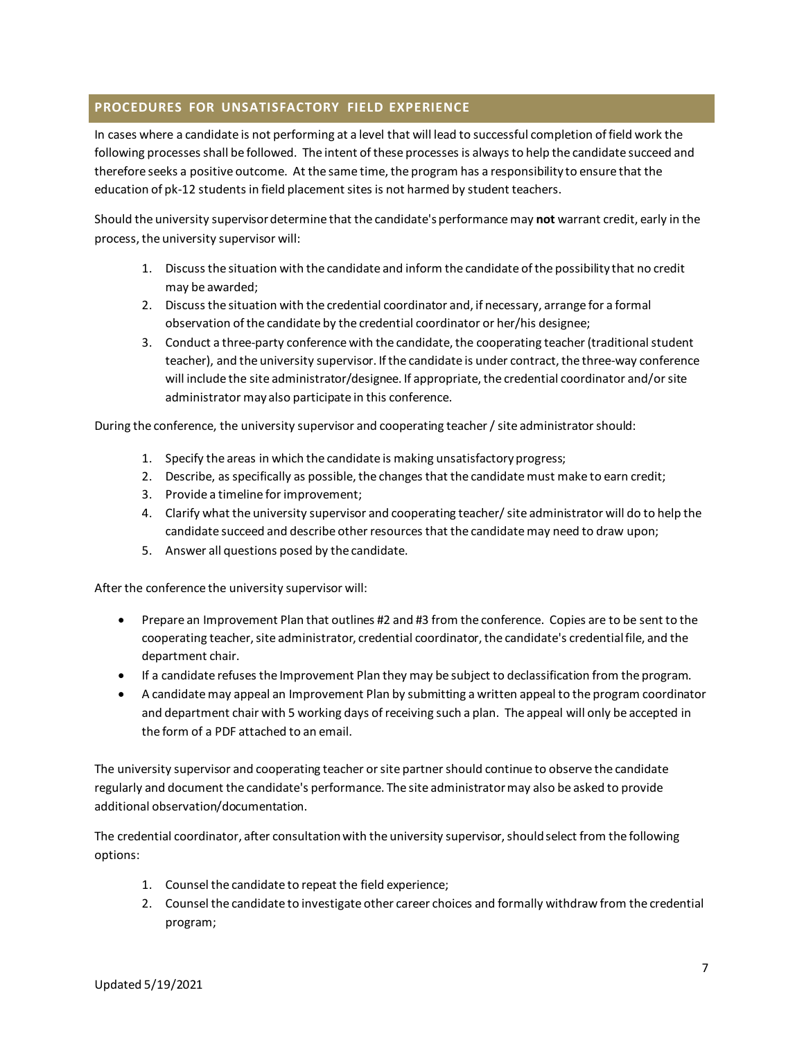## PROCEDURES FOR UNSATISFACTORY FIELD EXPERIENCE

In cases where a candidate is not performing at a level that will lead to successful completion of field work the following processes shall be followed. The intent of these processes is always to help the candidate succeed and therefore seeks a positive outcome. At the same time, the program has a responsibility to ensure that the education of pk-12 students in field placement sites is not harmed by student teachers.

Should the university supervisor determine that the candidate's performance may **not** warrant credit, early in the process, the university supervisor will:

1. Discuss the situation with the candidate and inform the candidate of the possibility that no credit may be awarded;
2. Discuss the situation with the credential coordinator and, if necessary, arrange for a formal observation of the candidate by the credential coordinator or her/his designee;
3. Conduct a three-party conference with the candidate, the cooperating teacher (traditional student teacher), and the university supervisor. If the candidate is under contract, the three-way conference will include the site administrator/designee. If appropriate, the credential coordinator and/or site administrator may also participate in this conference.

During the conference, the university supervisor and cooperating teacher / site administrator should:

1. Specify the areas in which the candidate is making unsatisfactory progress;
2. Describe, as specifically as possible, the changes that the candidate must make to earn credit;
3. Provide a timeline for improvement;
4. Clarify what the university supervisor and cooperating teacher/ site administrator will do to help the candidate succeed and describe other resources that the candidate may need to draw upon;
5. Answer all questions posed by the candidate.

After the conference the university supervisor will:

- Prepare an Improvement Plan that outlines #2 and #3 from the conference. Copies are to be sent to the cooperating teacher, site administrator, credential coordinator, the candidate's credential file, and the department chair.
- If a candidate refuses the Improvement Plan they may be subject to declassification from the program.
- A candidate may appeal an Improvement Plan by submitting a written appeal to the program coordinator and department chair with 5 working days of receiving such a plan. The appeal will only be accepted in the form of a PDF attached to an email.

The university supervisor and cooperating teacher or site partner should continue to observe the candidate regularly and document the candidate's performance. The site administrator may also be asked to provide additional observation/documentation.

The credential coordinator, after consultation with the university supervisor, should select from the following options:

1. Counsel the candidate to repeat the field experience;
2. Counsel the candidate to investigate other career choices and formally withdraw from the credential program;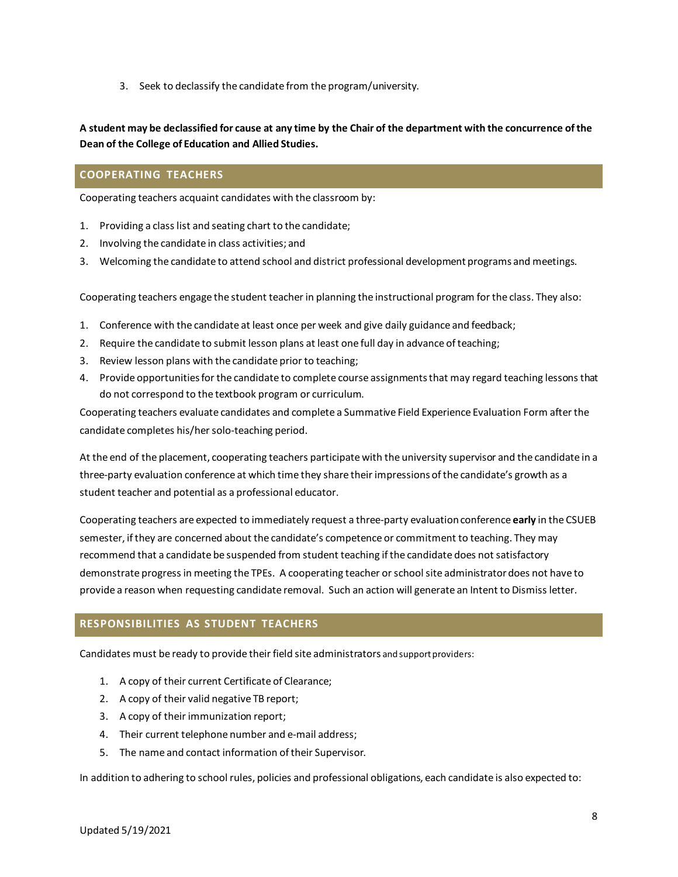3. Seek to declassify the candidate from the program/university.

**A student may be declassified for cause at any time by the Chair of the department with the concurrence of the Dean of the College of Education and Allied Studies.**

## COOPERATING TEACHERS

Cooperating teachers acquaint candidates with the classroom by:

1. Providing a class list and seating chart to the candidate;
2. Involving the candidate in class activities; and
3. Welcoming the candidate to attend school and district professional development programs and meetings.

Cooperating teachers engage the student teacher in planning the instructional program for the class. They also:

1. Conference with the candidate at least once per week and give daily guidance and feedback;
2. Require the candidate to submit lesson plans at least one full day in advance of teaching;
3. Review lesson plans with the candidate prior to teaching;
4. Provide opportunities for the candidate to complete course assignments that may regard teaching lessons that do not correspond to the textbook program or curriculum.

Cooperating teachers evaluate candidates and complete a Summative Field Experience Evaluation Form after the candidate completes his/her solo-teaching period.

At the end of the placement, cooperating teachers participate with the university supervisor and the candidate in a three-party evaluation conference at which time they share their impressions of the candidate's growth as a student teacher and potential as a professional educator.

Cooperating teachers are expected to immediately request a three-party evaluation conference **early** in the CSUEB semester, if they are concerned about the candidate's competence or commitment to teaching. They may recommend that a candidate be suspended from student teaching if the candidate does not satisfactory demonstrate progress in meeting the TPEs. A cooperating teacher or school site administrator does not have to provide a reason when requesting candidate removal. Such an action will generate an Intent to Dismiss letter.

## RESPONSIBILITIES AS STUDENT TEACHERS

Candidates must be ready to provide their field site administrators and support providers:

1. A copy of their current Certificate of Clearance;
2. A copy of their valid negative TB report;
3. A copy of their immunization report;
4. Their current telephone number and e-mail address;
5. The name and contact information of their Supervisor.

In addition to adhering to school rules, policies and professional obligations, each candidate is also expected to: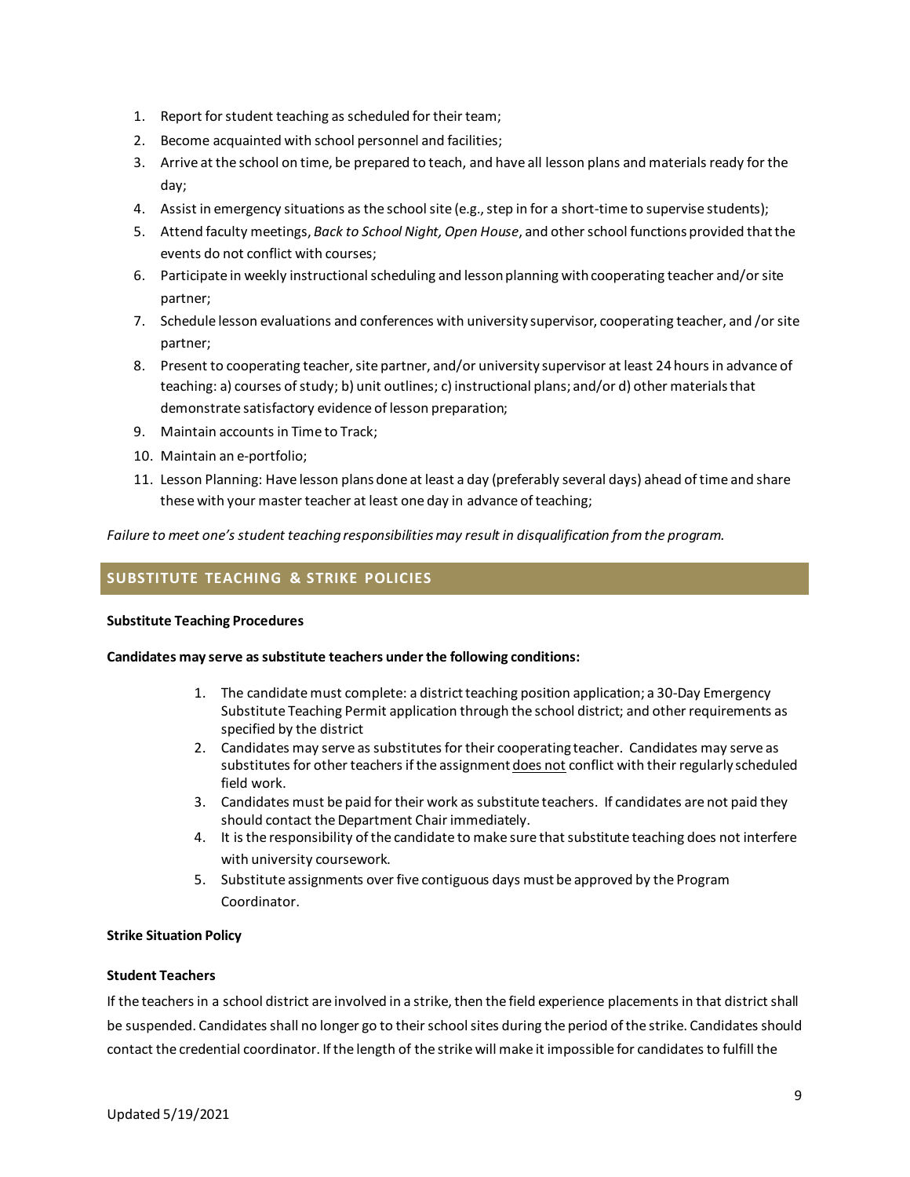1. Report for student teaching as scheduled for their team;
2. Become acquainted with school personnel and facilities;
3. Arrive at the school on time, be prepared to teach, and have all lesson plans and materials ready for the day;
4. Assist in emergency situations as the school site (e.g., step in for a short-time to supervise students);
5. Attend faculty meetings, *Back to School Night, Open House*, and other school functions provided that the events do not conflict with courses;
6. Participate in weekly instructional scheduling and lesson planning with cooperating teacher and/or site partner;
7. Schedule lesson evaluations and conferences with university supervisor, cooperating teacher, and /or site partner;
8. Present to cooperating teacher, site partner, and/or university supervisor at least 24 hours in advance of teaching: a) courses of study; b) unit outlines; c) instructional plans; and/or d) other materials that demonstrate satisfactory evidence of lesson preparation;
9. Maintain accounts in Time to Track;
10. Maintain an e-portfolio;
11. Lesson Planning: Have lesson plans done at least a day (preferably several days) ahead of time and share these with your master teacher at least one day in advance of teaching;

*Failure to meet one's student teaching responsibilities may result in disqualification from the program.*

## SUBSTITUTE TEACHING & STRIKE POLICIES

**Substitute Teaching Procedures**

**Candidates may serve as substitute teachers under the following conditions:**

1. The candidate must complete: a district teaching position application; a 30-Day Emergency Substitute Teaching Permit application through the school district; and other requirements as specified by the district
2. Candidates may serve as substitutes for their cooperating teacher. Candidates may serve as substitutes for other teachers if the assignment <u>does not</u> conflict with their regularly scheduled field work.
3. Candidates must be paid for their work as substitute teachers. If candidates are not paid they should contact the Department Chair immediately.
4. It is the responsibility of the candidate to make sure that substitute teaching does not interfere with university coursework.
5. Substitute assignments over five contiguous days must be approved by the Program Coordinator.

**Strike Situation Policy**

**Student Teachers**

If the teachers in a school district are involved in a strike, then the field experience placements in that district shall be suspended. Candidates shall no longer go to their school sites during the period of the strike. Candidates should contact the credential coordinator. If the length of the strike will make it impossible for candidates to fulfill the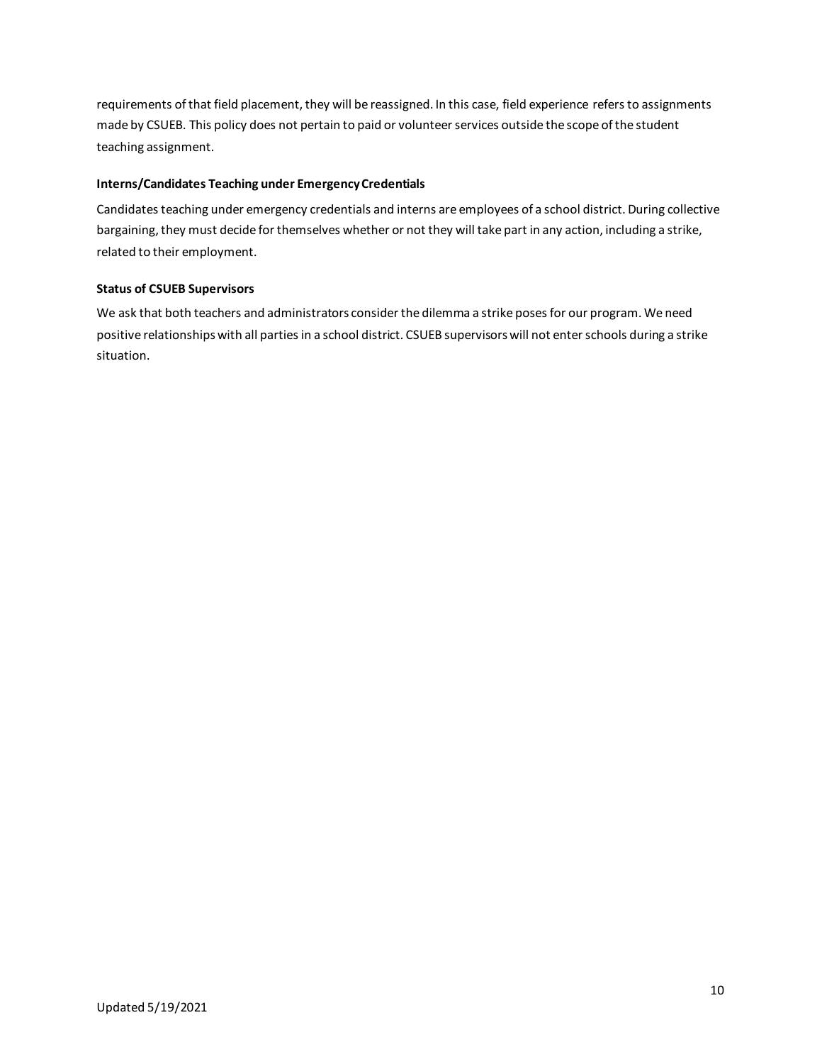requirements of that field placement, they will be reassigned. In this case, field experience refers to assignments made by CSUEB. This policy does not pertain to paid or volunteer services outside the scope of the student teaching assignment.

**Interns/Candidates Teaching under Emergency Credentials**

Candidates teaching under emergency credentials and interns are employees of a school district. During collective bargaining, they must decide for themselves whether or not they will take part in any action, including a strike, related to their employment.

**Status of CSUEB Supervisors**

We ask that both teachers and administrators consider the dilemma a strike poses for our program. We need positive relationships with all parties in a school district. CSUEB supervisors will not enter schools during a strike situation.